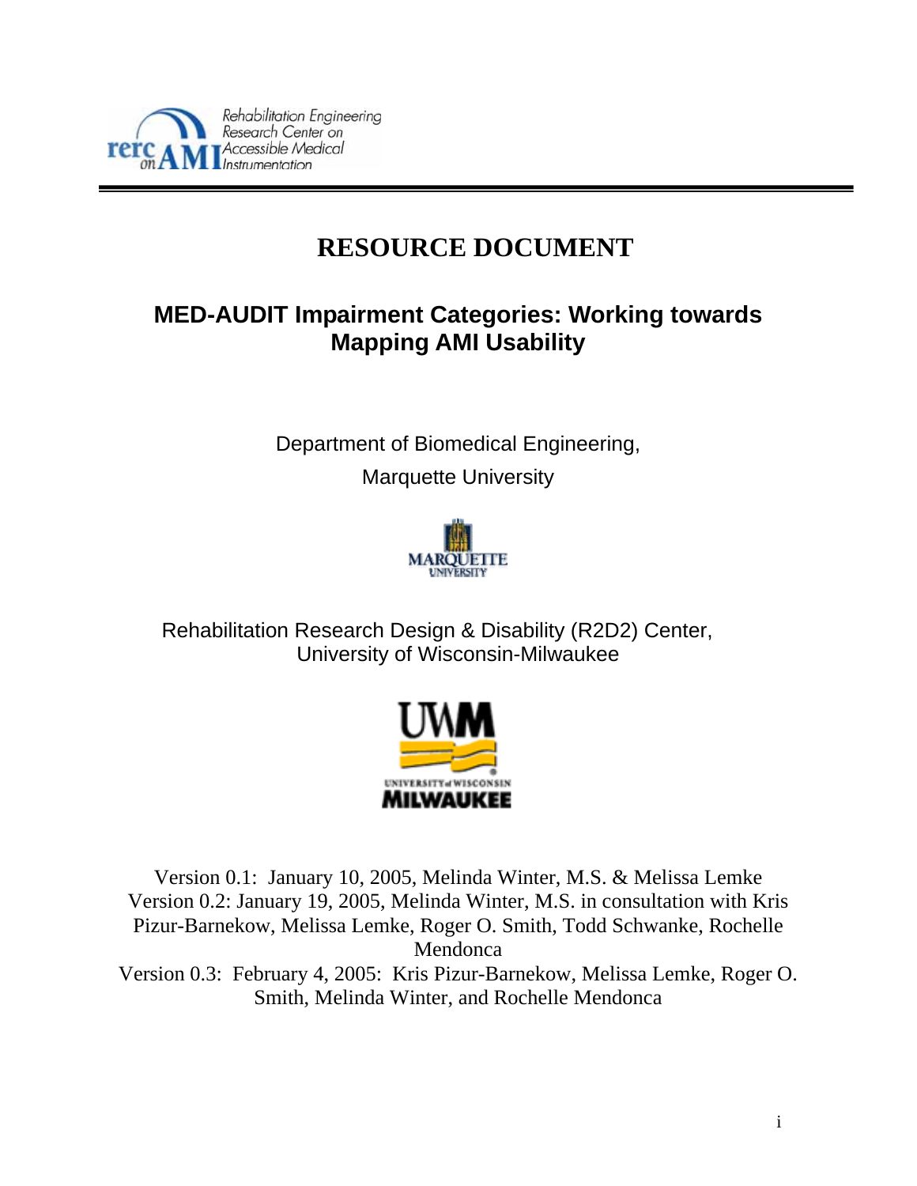Rehabilitation Engineering Research Center on Accessible Medical Instrumentation

# RESOURCE DOCUMENT

## MED-AUDIT Impairment Categories: Working towards Mapping AMI Usability

Department of Biomedical Engineering,

Marquette University

Rehabilitation Research Design & Disability (R2D2) Center,
University of Wisconsin-Milwaukee

Version 0.1: January 10, 2005, Melinda Winter, M.S. & Melissa Lemke
Version 0.2: January 19, 2005, Melinda Winter, M.S. in consultation with Kris Pizur-Barnekow, Melissa Lemke, Roger O. Smith, Todd Schwanke, Rochelle Mendonca
Version 0.3: February 4, 2005: Kris Pizur-Barnekow, Melissa Lemke, Roger O. Smith, Melinda Winter, and Rochelle Mendonca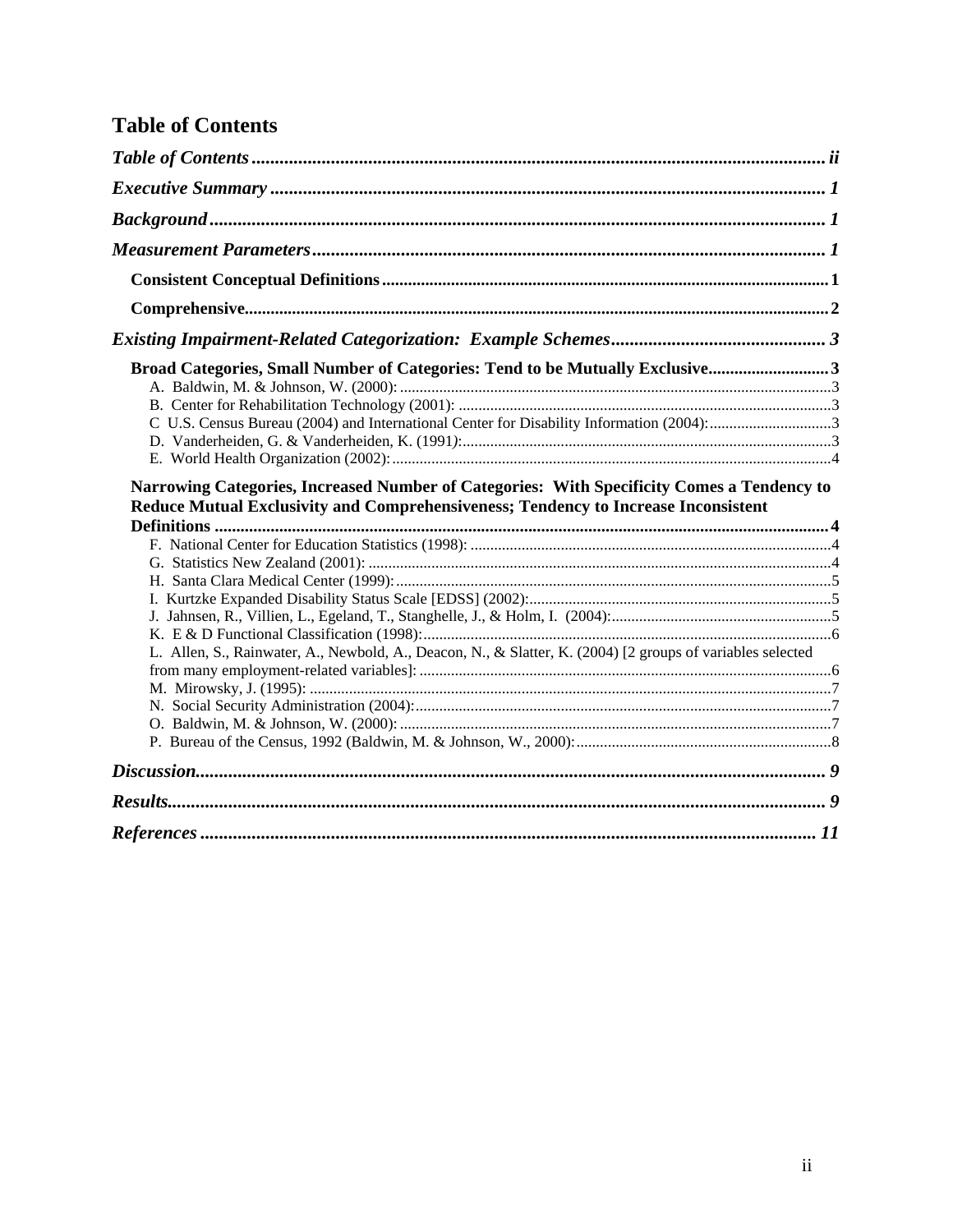# Table of Contents

*Table of Contents* ........ *ii*

*Executive Summary* ........ *1*

*Background* ........ *1*

*Measurement Parameters* ........ *1*

**Consistent Conceptual Definitions** ........ **1**

**Comprehensive** ........ **2**

*Existing Impairment-Related Categorization: Example Schemes* ........ *3*

**Broad Categories, Small Number of Categories: Tend to be Mutually Exclusive** ........ **3**

A. Baldwin, M. & Johnson, W. (2000): ........ 3
B. Center for Rehabilitation Technology (2001): ........ 3
C U.S. Census Bureau (2004) and International Center for Disability Information (2004): ........ 3
D. Vanderheiden, G. & Vanderheiden, K. (1991): ........ 3
E. World Health Organization (2002): ........ 4

**Narrowing Categories, Increased Number of Categories: With Specificity Comes a Tendency to Reduce Mutual Exclusivity and Comprehensiveness; Tendency to Increase Inconsistent Definitions** ........ **4**

F. National Center for Education Statistics (1998): ........ 4
G. Statistics New Zealand (2001): ........ 4
H. Santa Clara Medical Center (1999): ........ 5
I. Kurtzke Expanded Disability Status Scale [EDSS] (2002): ........ 5
J. Jahnsen, R., Villien, L., Egeland, T., Stanghelle, J., & Holm, I. (2004): ........ 5
K. E & D Functional Classification (1998): ........ 6
L. Allen, S., Rainwater, A., Newbold, A., Deacon, N., & Slatter, K. (2004) [2 groups of variables selected from many employment-related variables]: ........ 6
M. Mirowsky, J. (1995): ........ 7
N. Social Security Administration (2004): ........ 7
O. Baldwin, M. & Johnson, W. (2000): ........ 7
P. Bureau of the Census, 1992 (Baldwin, M. & Johnson, W., 2000): ........ 8

*Discussion* ........ *9*

*Results* ........ *9*

*References* ........ *11*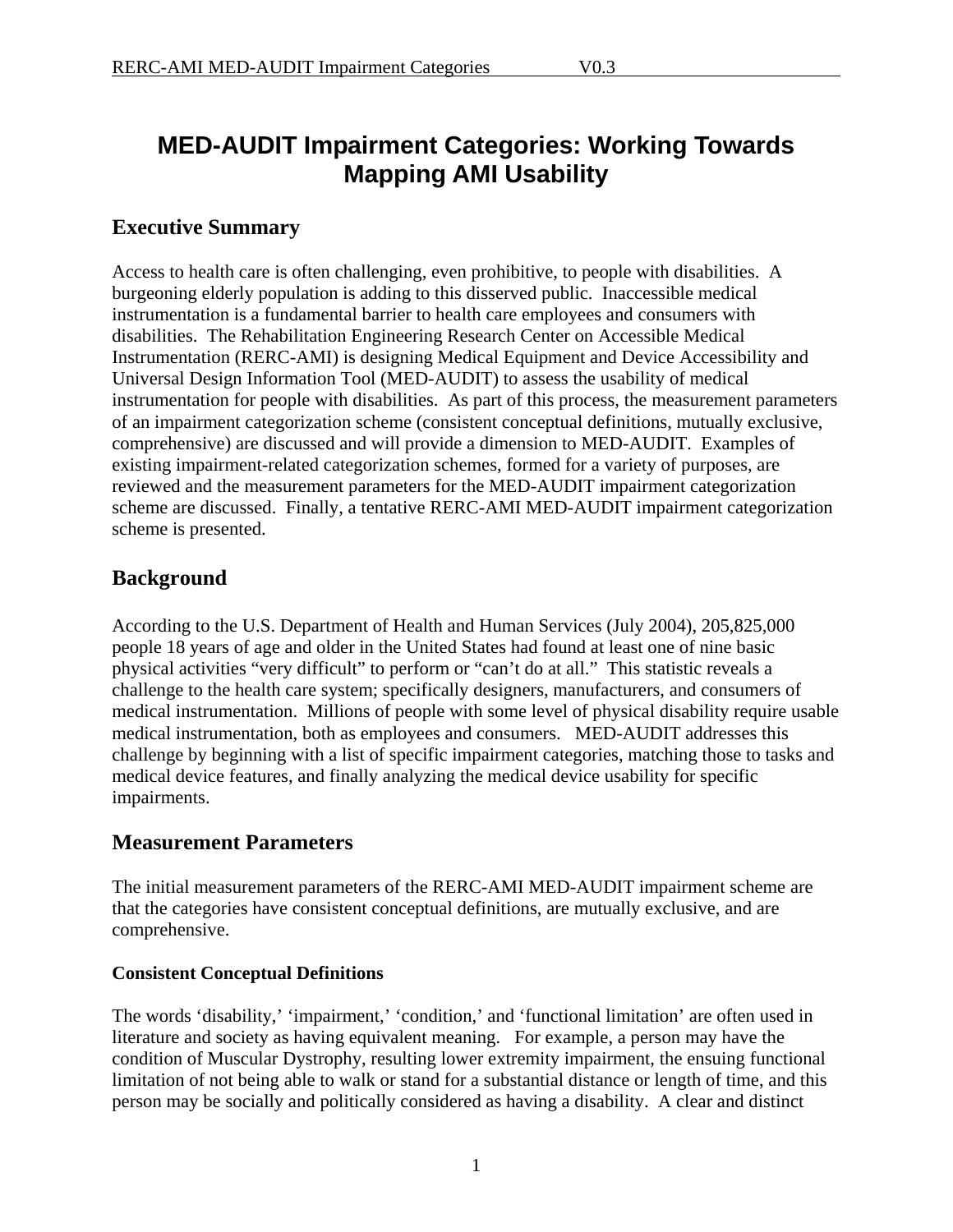# MED-AUDIT Impairment Categories: Working Towards Mapping AMI Usability

## Executive Summary

Access to health care is often challenging, even prohibitive, to people with disabilities. A burgeoning elderly population is adding to this disserved public. Inaccessible medical instrumentation is a fundamental barrier to health care employees and consumers with disabilities. The Rehabilitation Engineering Research Center on Accessible Medical Instrumentation (RERC-AMI) is designing Medical Equipment and Device Accessibility and Universal Design Information Tool (MED-AUDIT) to assess the usability of medical instrumentation for people with disabilities. As part of this process, the measurement parameters of an impairment categorization scheme (consistent conceptual definitions, mutually exclusive, comprehensive) are discussed and will provide a dimension to MED-AUDIT. Examples of existing impairment-related categorization schemes, formed for a variety of purposes, are reviewed and the measurement parameters for the MED-AUDIT impairment categorization scheme are discussed. Finally, a tentative RERC-AMI MED-AUDIT impairment categorization scheme is presented.

## Background

According to the U.S. Department of Health and Human Services (July 2004), 205,825,000 people 18 years of age and older in the United States had found at least one of nine basic physical activities "very difficult" to perform or "can't do at all." This statistic reveals a challenge to the health care system; specifically designers, manufacturers, and consumers of medical instrumentation. Millions of people with some level of physical disability require usable medical instrumentation, both as employees and consumers. MED-AUDIT addresses this challenge by beginning with a list of specific impairment categories, matching those to tasks and medical device features, and finally analyzing the medical device usability for specific impairments.

## Measurement Parameters

The initial measurement parameters of the RERC-AMI MED-AUDIT impairment scheme are that the categories have consistent conceptual definitions, are mutually exclusive, and are comprehensive.

### Consistent Conceptual Definitions

The words 'disability,' 'impairment,' 'condition,' and 'functional limitation' are often used in literature and society as having equivalent meaning. For example, a person may have the condition of Muscular Dystrophy, resulting lower extremity impairment, the ensuing functional limitation of not being able to walk or stand for a substantial distance or length of time, and this person may be socially and politically considered as having a disability. A clear and distinct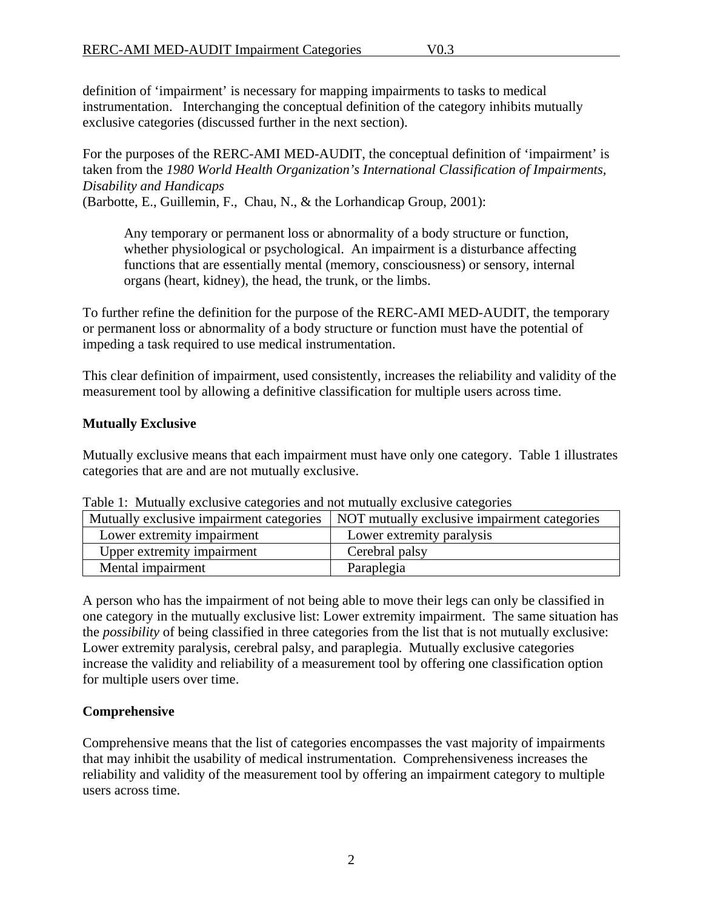definition of 'impairment' is necessary for mapping impairments to tasks to medical instrumentation. Interchanging the conceptual definition of the category inhibits mutually exclusive categories (discussed further in the next section).

For the purposes of the RERC-AMI MED-AUDIT, the conceptual definition of 'impairment' is taken from the *1980 World Health Organization's International Classification of Impairments, Disability and Handicaps*
(Barbotte, E., Guillemin, F., Chau, N., & the Lorhandicap Group, 2001):

> Any temporary or permanent loss or abnormality of a body structure or function, whether physiological or psychological. An impairment is a disturbance affecting functions that are essentially mental (memory, consciousness) or sensory, internal organs (heart, kidney), the head, the trunk, or the limbs.

To further refine the definition for the purpose of the RERC-AMI MED-AUDIT, the temporary or permanent loss or abnormality of a body structure or function must have the potential of impeding a task required to use medical instrumentation.

This clear definition of impairment, used consistently, increases the reliability and validity of the measurement tool by allowing a definitive classification for multiple users across time.

**Mutually Exclusive**

Mutually exclusive means that each impairment must have only one category. Table 1 illustrates categories that are and are not mutually exclusive.

Table 1: Mutually exclusive categories and not mutually exclusive categories

| Mutually exclusive impairment categories | NOT mutually exclusive impairment categories |
|---|---|
| Lower extremity impairment | Lower extremity paralysis |
| Upper extremity impairment | Cerebral palsy |
| Mental impairment | Paraplegia |

A person who has the impairment of not being able to move their legs can only be classified in one category in the mutually exclusive list: Lower extremity impairment. The same situation has the *possibility* of being classified in three categories from the list that is not mutually exclusive: Lower extremity paralysis, cerebral palsy, and paraplegia. Mutually exclusive categories increase the validity and reliability of a measurement tool by offering one classification option for multiple users over time.

**Comprehensive**

Comprehensive means that the list of categories encompasses the vast majority of impairments that may inhibit the usability of medical instrumentation. Comprehensiveness increases the reliability and validity of the measurement tool by offering an impairment category to multiple users across time.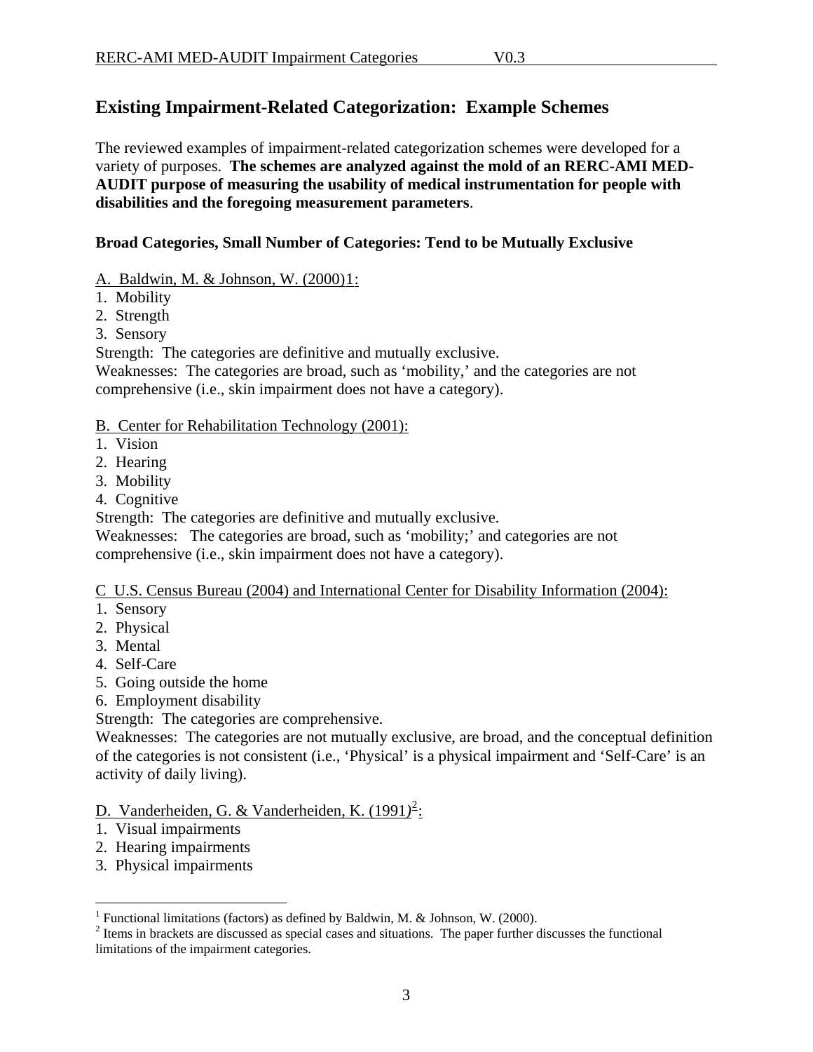## Existing Impairment-Related Categorization: Example Schemes

The reviewed examples of impairment-related categorization schemes were developed for a variety of purposes. **The schemes are analyzed against the mold of an RERC-AMI MED-AUDIT purpose of measuring the usability of medical instrumentation for people with disabilities and the foregoing measurement parameters**.

**Broad Categories, Small Number of Categories: Tend to be Mutually Exclusive**

A. Baldwin, M. & Johnson, W. (2000)1:

1. Mobility
2. Strength
3. Sensory

Strength: The categories are definitive and mutually exclusive.
Weaknesses: The categories are broad, such as 'mobility,' and the categories are not comprehensive (i.e., skin impairment does not have a category).

B. Center for Rehabilitation Technology (2001):

1. Vision
2. Hearing
3. Mobility
4. Cognitive

Strength: The categories are definitive and mutually exclusive.
Weaknesses: The categories are broad, such as 'mobility;' and categories are not comprehensive (i.e., skin impairment does not have a category).

C U.S. Census Bureau (2004) and International Center for Disability Information (2004):

1. Sensory
2. Physical
3. Mental
4. Self-Care
5. Going outside the home
6. Employment disability

Strength: The categories are comprehensive.
Weaknesses: The categories are not mutually exclusive, are broad, and the conceptual definition of the categories is not consistent (i.e., 'Physical' is a physical impairment and 'Self-Care' is an activity of daily living).

D. Vanderheiden, G. & Vanderheiden, K. (1991)[2]:

1. Visual impairments
2. Hearing impairments
3. Physical impairments

---

[1] Functional limitations (factors) as defined by Baldwin, M. & Johnson, W. (2000).

[2] Items in brackets are discussed as special cases and situations. The paper further discusses the functional limitations of the impairment categories.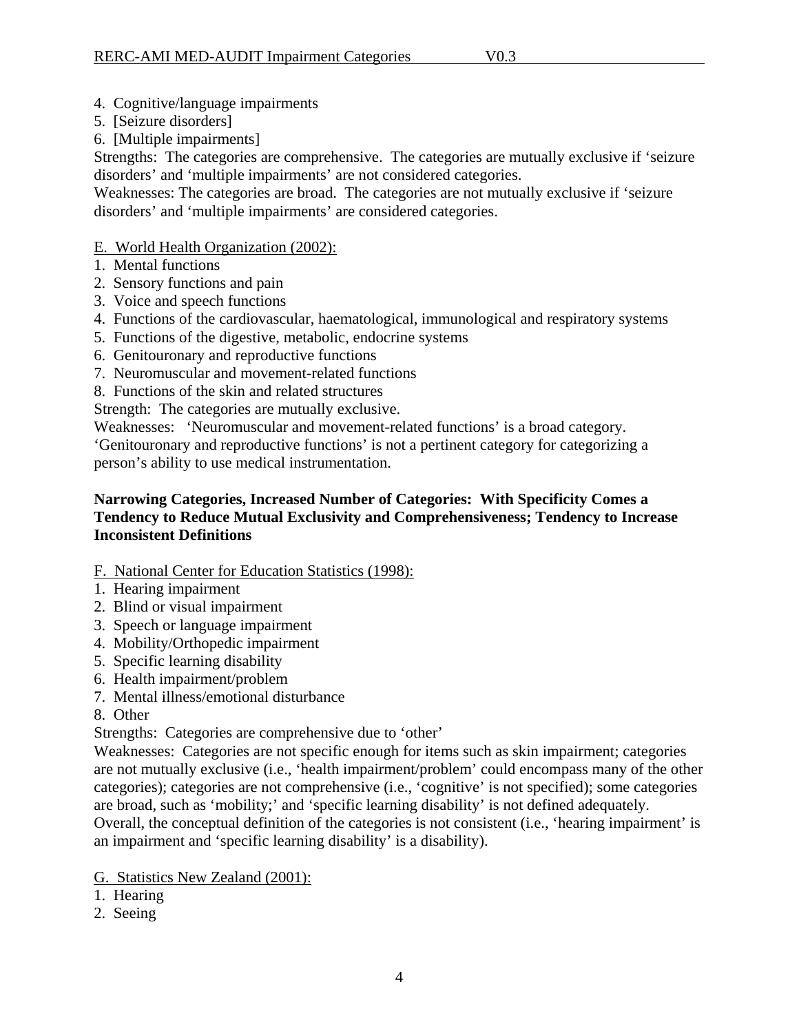4. Cognitive/language impairments
5. [Seizure disorders]
6. [Multiple impairments]

Strengths: The categories are comprehensive. The categories are mutually exclusive if 'seizure disorders' and 'multiple impairments' are not considered categories.
Weaknesses: The categories are broad. The categories are not mutually exclusive if 'seizure disorders' and 'multiple impairments' are considered categories.

E. World Health Organization (2002):

1. Mental functions
2. Sensory functions and pain
3. Voice and speech functions
4. Functions of the cardiovascular, haematological, immunological and respiratory systems
5. Functions of the digestive, metabolic, endocrine systems
6. Genitouronary and reproductive functions
7. Neuromuscular and movement-related functions
8. Functions of the skin and related structures

Strength: The categories are mutually exclusive.
Weaknesses: 'Neuromuscular and movement-related functions' is a broad category. 'Genitouronary and reproductive functions' is not a pertinent category for categorizing a person's ability to use medical instrumentation.

**Narrowing Categories, Increased Number of Categories: With Specificity Comes a Tendency to Reduce Mutual Exclusivity and Comprehensiveness; Tendency to Increase Inconsistent Definitions**

F. National Center for Education Statistics (1998):

1. Hearing impairment
2. Blind or visual impairment
3. Speech or language impairment
4. Mobility/Orthopedic impairment
5. Specific learning disability
6. Health impairment/problem
7. Mental illness/emotional disturbance
8. Other

Strengths: Categories are comprehensive due to 'other'
Weaknesses: Categories are not specific enough for items such as skin impairment; categories are not mutually exclusive (i.e., 'health impairment/problem' could encompass many of the other categories); categories are not comprehensive (i.e., 'cognitive' is not specified); some categories are broad, such as 'mobility;' and 'specific learning disability' is not defined adequately. Overall, the conceptual definition of the categories is not consistent (i.e., 'hearing impairment' is an impairment and 'specific learning disability' is a disability).

G. Statistics New Zealand (2001):

1. Hearing
2. Seeing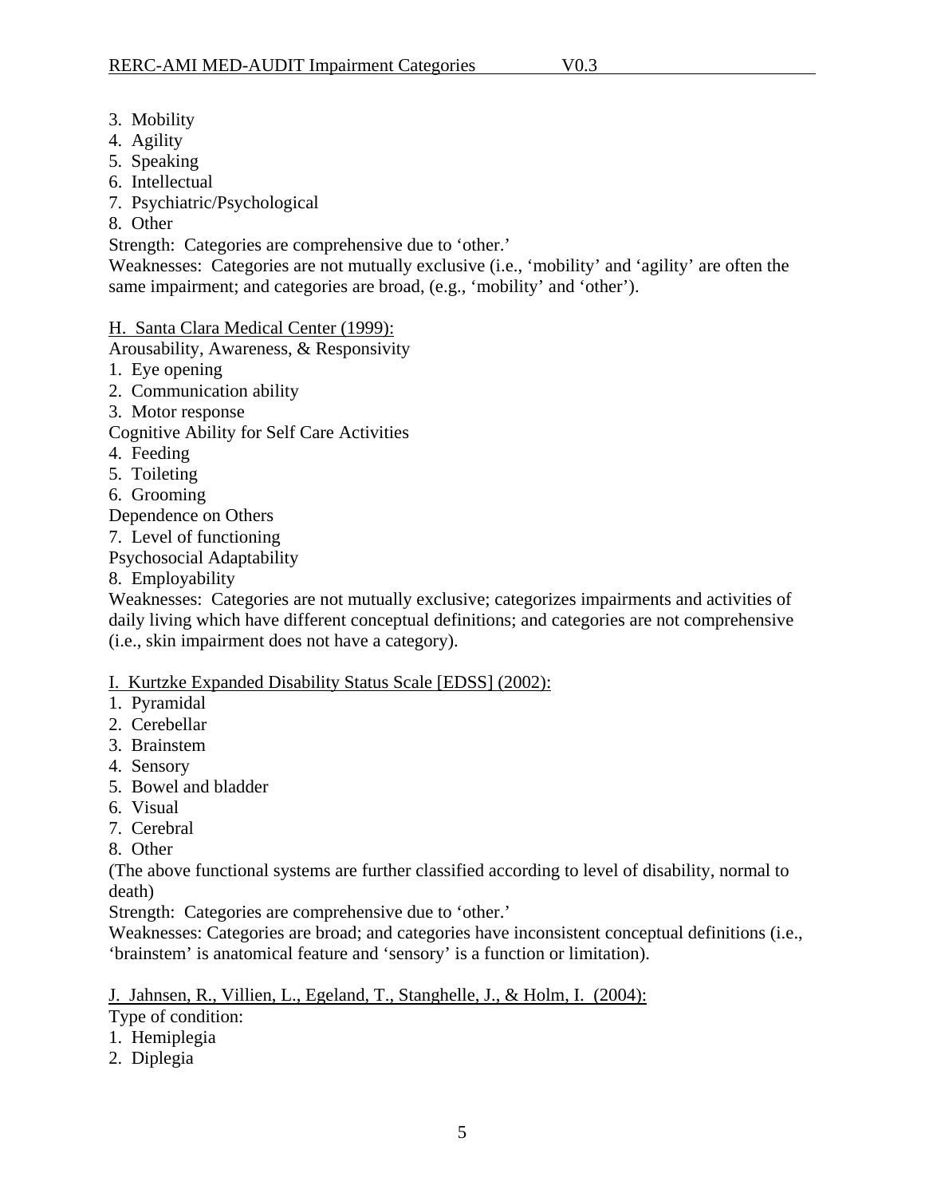3. Mobility
4. Agility
5. Speaking
6. Intellectual
7. Psychiatric/Psychological
8. Other

Strength: Categories are comprehensive due to 'other.'
Weaknesses: Categories are not mutually exclusive (i.e., 'mobility' and 'agility' are often the same impairment; and categories are broad, (e.g., 'mobility' and 'other').

<u>H. Santa Clara Medical Center (1999):</u>

Arousability, Awareness, & Responsivity
1. Eye opening
2. Communication ability
3. Motor response

Cognitive Ability for Self Care Activities
4. Feeding
5. Toileting
6. Grooming

Dependence on Others
7. Level of functioning

Psychosocial Adaptability
8. Employability

Weaknesses: Categories are not mutually exclusive; categorizes impairments and activities of daily living which have different conceptual definitions; and categories are not comprehensive (i.e., skin impairment does not have a category).

<u>I. Kurtzke Expanded Disability Status Scale [EDSS] (2002):</u>

1. Pyramidal
2. Cerebellar
3. Brainstem
4. Sensory
5. Bowel and bladder
6. Visual
7. Cerebral
8. Other

(The above functional systems are further classified according to level of disability, normal to death)

Strength: Categories are comprehensive due to 'other.'
Weaknesses: Categories are broad; and categories have inconsistent conceptual definitions (i.e., 'brainstem' is anatomical feature and 'sensory' is a function or limitation).

<u>J. Jahnsen, R., Villien, L., Egeland, T., Stanghelle, J., & Holm, I. (2004):</u>

Type of condition:
1. Hemiplegia
2. Diplegia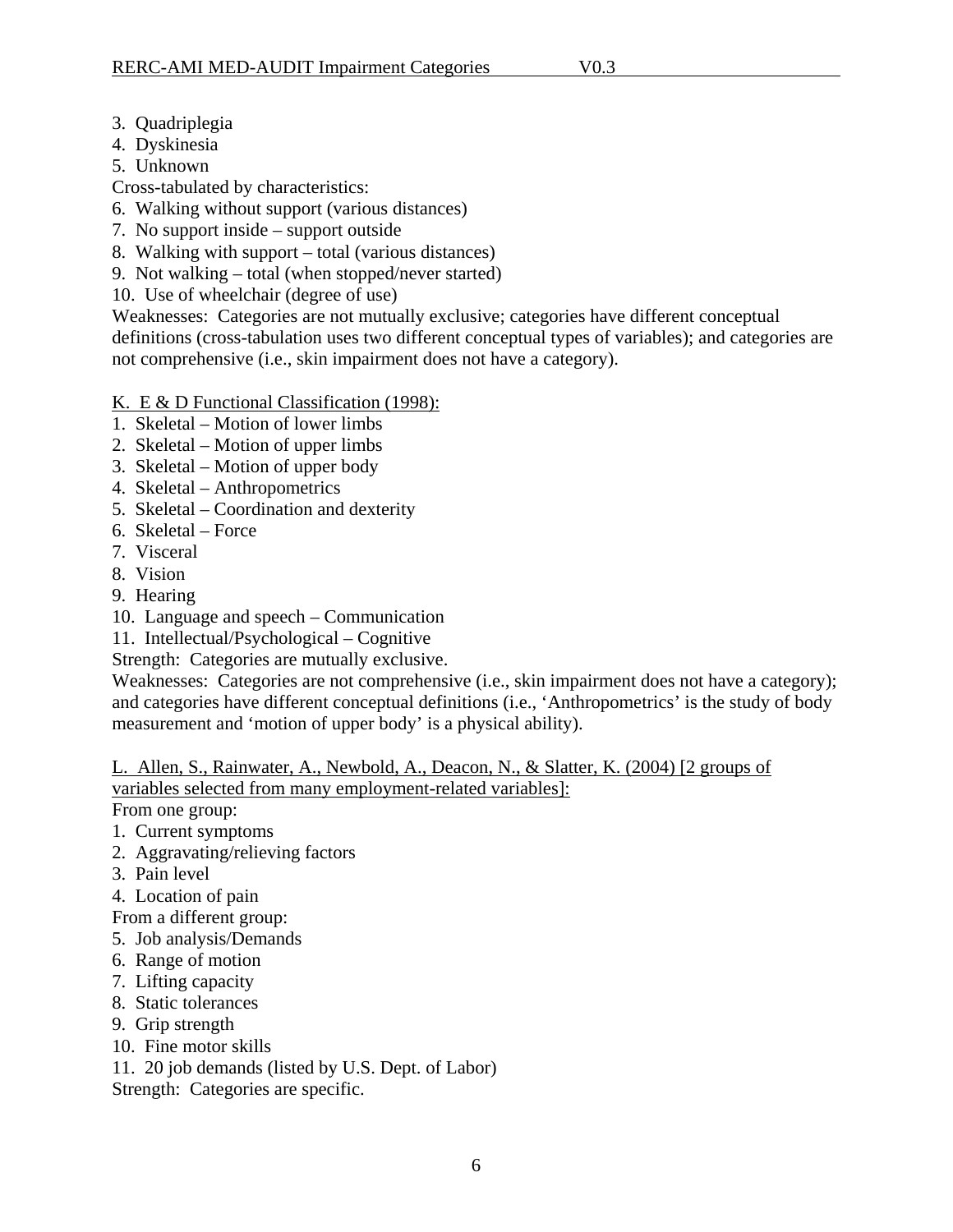3. Quadriplegia
4. Dyskinesia
5. Unknown

Cross-tabulated by characteristics:

6. Walking without support (various distances)
7. No support inside – support outside
8. Walking with support – total (various distances)
9. Not walking – total (when stopped/never started)
10. Use of wheelchair (degree of use)

Weaknesses: Categories are not mutually exclusive; categories have different conceptual definitions (cross-tabulation uses two different conceptual types of variables); and categories are not comprehensive (i.e., skin impairment does not have a category).

K. E & D Functional Classification (1998):

1. Skeletal – Motion of lower limbs
2. Skeletal – Motion of upper limbs
3. Skeletal – Motion of upper body
4. Skeletal – Anthropometrics
5. Skeletal – Coordination and dexterity
6. Skeletal – Force
7. Visceral
8. Vision
9. Hearing
10. Language and speech – Communication
11. Intellectual/Psychological – Cognitive

Strength: Categories are mutually exclusive.

Weaknesses: Categories are not comprehensive (i.e., skin impairment does not have a category); and categories have different conceptual definitions (i.e., 'Anthropometrics' is the study of body measurement and 'motion of upper body' is a physical ability).

L. Allen, S., Rainwater, A., Newbold, A., Deacon, N., & Slatter, K. (2004) [2 groups of variables selected from many employment-related variables]:

From one group:

1. Current symptoms
2. Aggravating/relieving factors
3. Pain level
4. Location of pain

From a different group:

5. Job analysis/Demands
6. Range of motion
7. Lifting capacity
8. Static tolerances
9. Grip strength
10. Fine motor skills
11. 20 job demands (listed by U.S. Dept. of Labor)

Strength: Categories are specific.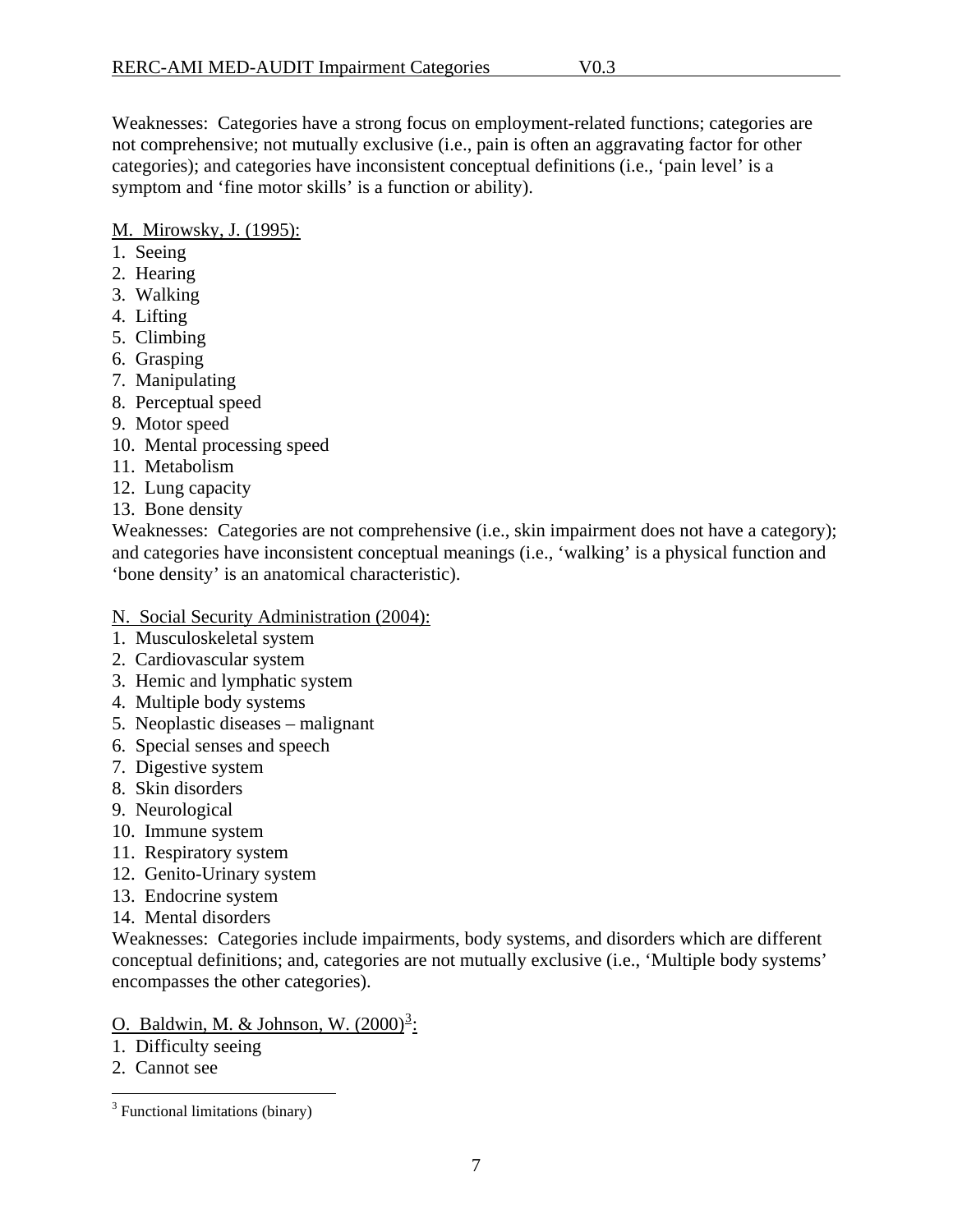Weaknesses: Categories have a strong focus on employment-related functions; categories are not comprehensive; not mutually exclusive (i.e., pain is often an aggravating factor for other categories); and categories have inconsistent conceptual definitions (i.e., 'pain level' is a symptom and 'fine motor skills' is a function or ability).

M. Mirowsky, J. (1995):

1. Seeing
2. Hearing
3. Walking
4. Lifting
5. Climbing
6. Grasping
7. Manipulating
8. Perceptual speed
9. Motor speed
10. Mental processing speed
11. Metabolism
12. Lung capacity
13. Bone density

Weaknesses: Categories are not comprehensive (i.e., skin impairment does not have a category); and categories have inconsistent conceptual meanings (i.e., 'walking' is a physical function and 'bone density' is an anatomical characteristic).

N. Social Security Administration (2004):

1. Musculoskeletal system
2. Cardiovascular system
3. Hemic and lymphatic system
4. Multiple body systems
5. Neoplastic diseases – malignant
6. Special senses and speech
7. Digestive system
8. Skin disorders
9. Neurological
10. Immune system
11. Respiratory system
12. Genito-Urinary system
13. Endocrine system
14. Mental disorders

Weaknesses: Categories include impairments, body systems, and disorders which are different conceptual definitions; and, categories are not mutually exclusive (i.e., 'Multiple body systems' encompasses the other categories).

O. Baldwin, M. & Johnson, W. (2000)[3]:

1. Difficulty seeing
2. Cannot see

[3] Functional limitations (binary)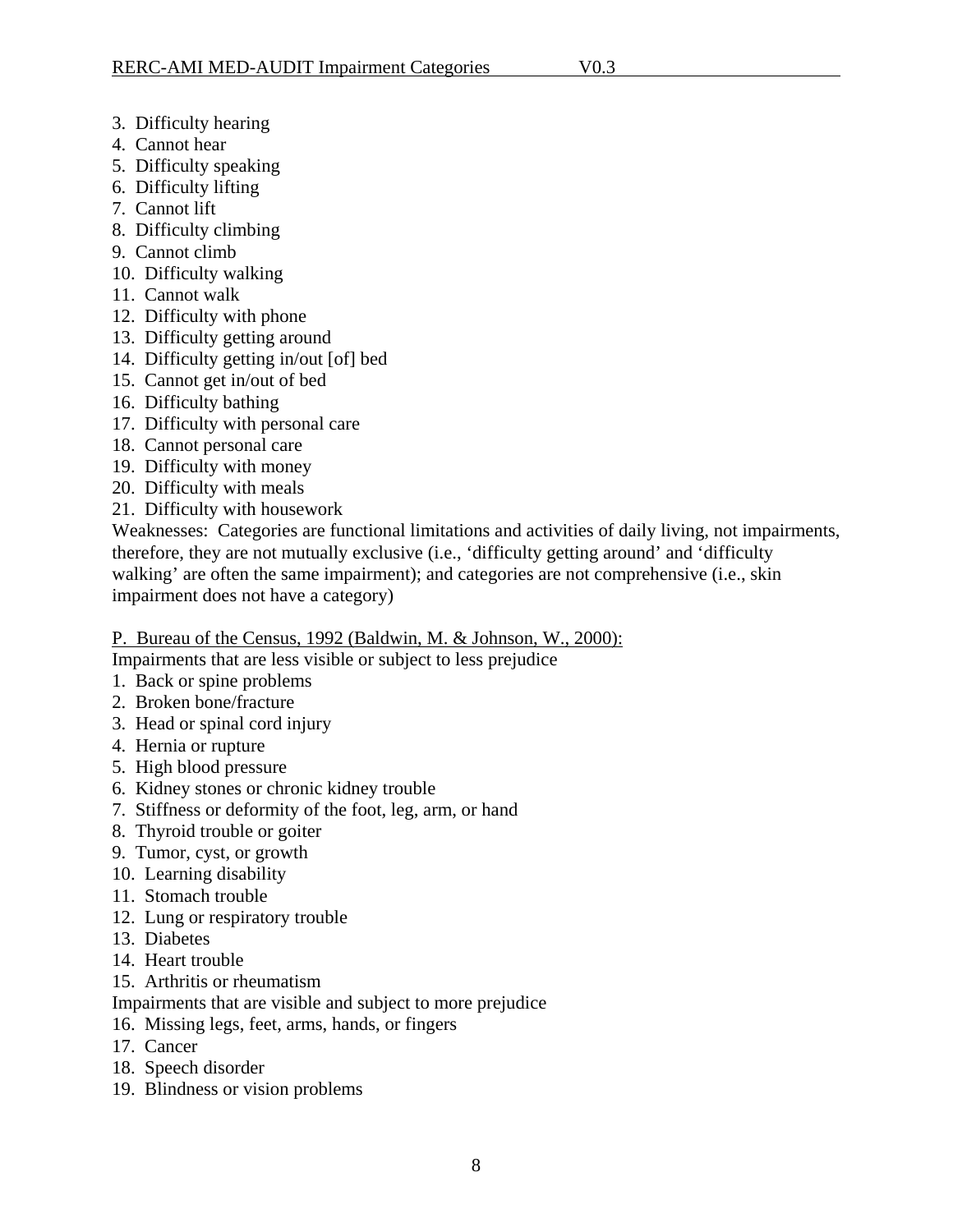3. Difficulty hearing
4. Cannot hear
5. Difficulty speaking
6. Difficulty lifting
7. Cannot lift
8. Difficulty climbing
9. Cannot climb
10. Difficulty walking
11. Cannot walk
12. Difficulty with phone
13. Difficulty getting around
14. Difficulty getting in/out [of] bed
15. Cannot get in/out of bed
16. Difficulty bathing
17. Difficulty with personal care
18. Cannot personal care
19. Difficulty with money
20. Difficulty with meals
21. Difficulty with housework

Weaknesses: Categories are functional limitations and activities of daily living, not impairments, therefore, they are not mutually exclusive (i.e., 'difficulty getting around' and 'difficulty walking' are often the same impairment); and categories are not comprehensive (i.e., skin impairment does not have a category)

P. Bureau of the Census, 1992 (Baldwin, M. & Johnson, W., 2000):

Impairments that are less visible or subject to less prejudice

1. Back or spine problems
2. Broken bone/fracture
3. Head or spinal cord injury
4. Hernia or rupture
5. High blood pressure
6. Kidney stones or chronic kidney trouble
7. Stiffness or deformity of the foot, leg, arm, or hand
8. Thyroid trouble or goiter
9. Tumor, cyst, or growth
10. Learning disability
11. Stomach trouble
12. Lung or respiratory trouble
13. Diabetes
14. Heart trouble
15. Arthritis or rheumatism

Impairments that are visible and subject to more prejudice

16. Missing legs, feet, arms, hands, or fingers
17. Cancer
18. Speech disorder
19. Blindness or vision problems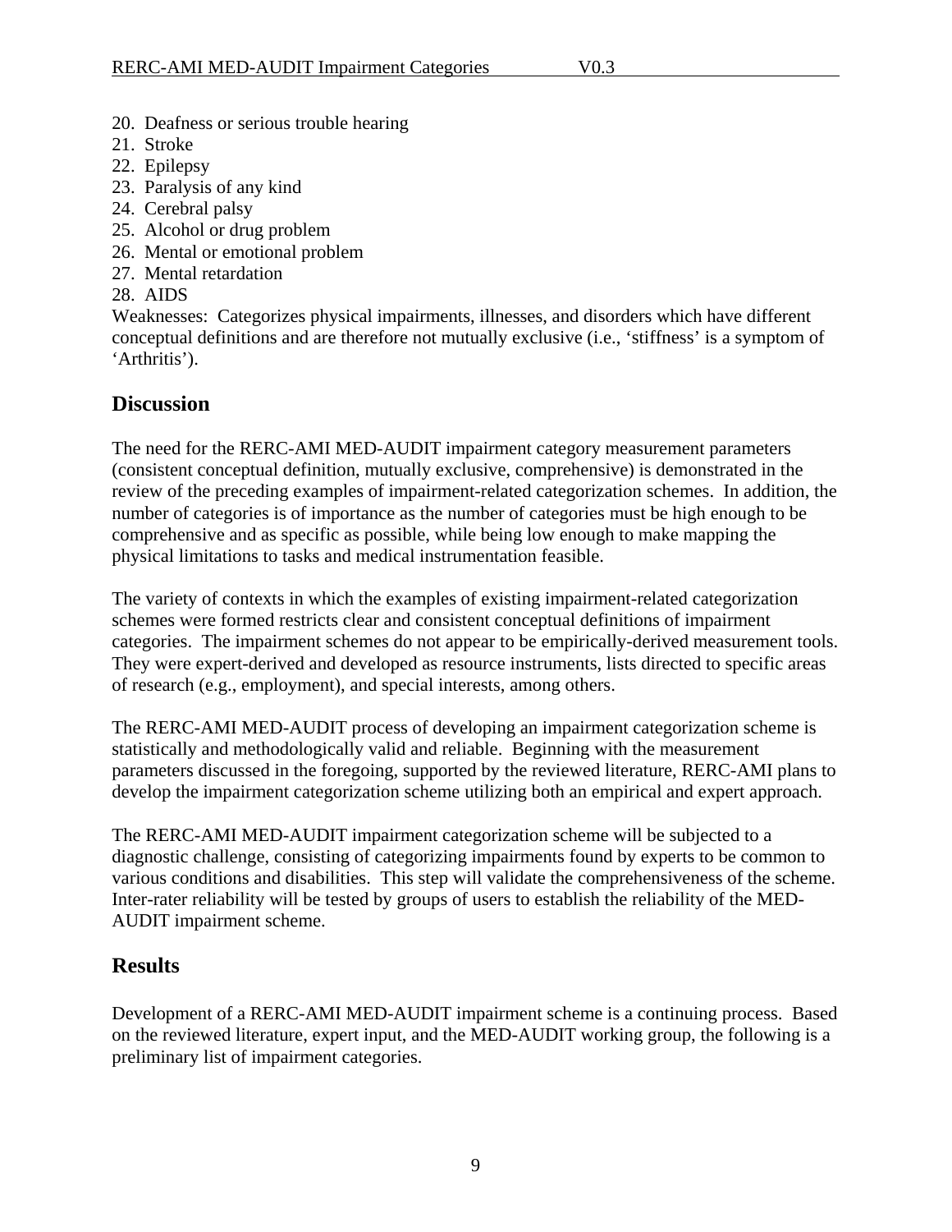20. Deafness or serious trouble hearing
21. Stroke
22. Epilepsy
23. Paralysis of any kind
24. Cerebral palsy
25. Alcohol or drug problem
26. Mental or emotional problem
27. Mental retardation
28. AIDS

Weaknesses: Categorizes physical impairments, illnesses, and disorders which have different conceptual definitions and are therefore not mutually exclusive (i.e., 'stiffness' is a symptom of 'Arthritis').

## Discussion

The need for the RERC-AMI MED-AUDIT impairment category measurement parameters (consistent conceptual definition, mutually exclusive, comprehensive) is demonstrated in the review of the preceding examples of impairment-related categorization schemes. In addition, the number of categories is of importance as the number of categories must be high enough to be comprehensive and as specific as possible, while being low enough to make mapping the physical limitations to tasks and medical instrumentation feasible.

The variety of contexts in which the examples of existing impairment-related categorization schemes were formed restricts clear and consistent conceptual definitions of impairment categories. The impairment schemes do not appear to be empirically-derived measurement tools. They were expert-derived and developed as resource instruments, lists directed to specific areas of research (e.g., employment), and special interests, among others.

The RERC-AMI MED-AUDIT process of developing an impairment categorization scheme is statistically and methodologically valid and reliable. Beginning with the measurement parameters discussed in the foregoing, supported by the reviewed literature, RERC-AMI plans to develop the impairment categorization scheme utilizing both an empirical and expert approach.

The RERC-AMI MED-AUDIT impairment categorization scheme will be subjected to a diagnostic challenge, consisting of categorizing impairments found by experts to be common to various conditions and disabilities. This step will validate the comprehensiveness of the scheme. Inter-rater reliability will be tested by groups of users to establish the reliability of the MED-AUDIT impairment scheme.

## Results

Development of a RERC-AMI MED-AUDIT impairment scheme is a continuing process. Based on the reviewed literature, expert input, and the MED-AUDIT working group, the following is a preliminary list of impairment categories.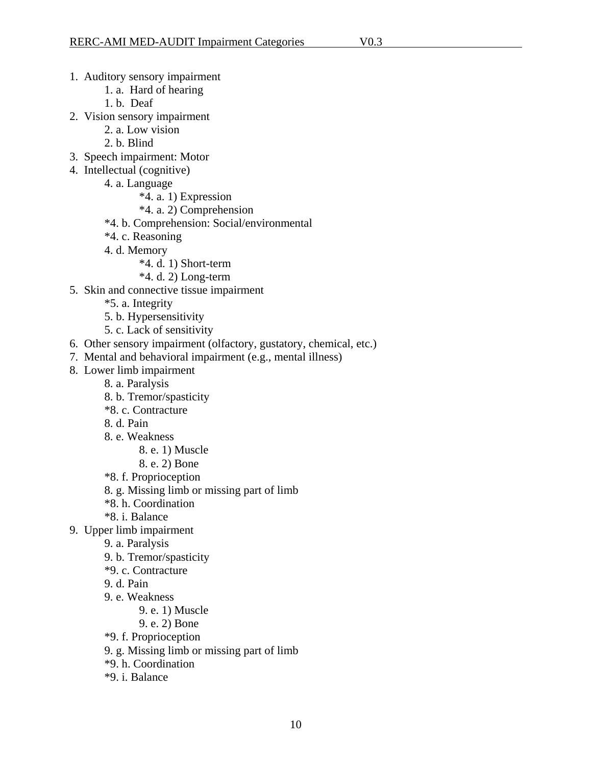1. Auditory sensory impairment
    1. a. Hard of hearing
    1. b. Deaf
2. Vision sensory impairment
    2. a. Low vision
    2. b. Blind
3. Speech impairment: Motor
4. Intellectual (cognitive)
    4. a. Language
        *4. a. 1) Expression
        *4. a. 2) Comprehension
    *4. b. Comprehension: Social/environmental
    *4. c. Reasoning
    4. d. Memory
        *4. d. 1) Short-term
        *4. d. 2) Long-term
5. Skin and connective tissue impairment
    *5. a. Integrity
    5. b. Hypersensitivity
    5. c. Lack of sensitivity
6. Other sensory impairment (olfactory, gustatory, chemical, etc.)
7. Mental and behavioral impairment (e.g., mental illness)
8. Lower limb impairment
    8. a. Paralysis
    8. b. Tremor/spasticity
    *8. c. Contracture
    8. d. Pain
    8. e. Weakness
        8. e. 1) Muscle
        8. e. 2) Bone
    *8. f. Proprioception
    8. g. Missing limb or missing part of limb
    *8. h. Coordination
    *8. i. Balance
9. Upper limb impairment
    9. a. Paralysis
    9. b. Tremor/spasticity
    *9. c. Contracture
    9. d. Pain
    9. e. Weakness
        9. e. 1) Muscle
        9. e. 2) Bone
    *9. f. Proprioception
    9. g. Missing limb or missing part of limb
    *9. h. Coordination
    *9. i. Balance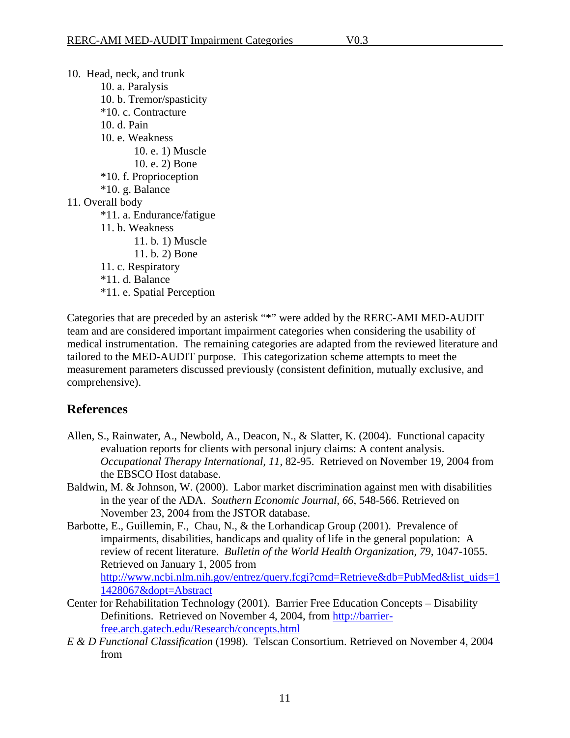10. Head, neck, and trunk
    - 10. a. Paralysis
    - 10. b. Tremor/spasticity
    - *10. c. Contracture
    - 10. d. Pain
    - 10. e. Weakness
        - 10. e. 1) Muscle
        - 10. e. 2) Bone
    - *10. f. Proprioception
    - *10. g. Balance

11. Overall body
    - *11. a. Endurance/fatigue
    - 11. b. Weakness
        - 11. b. 1) Muscle
        - 11. b. 2) Bone
    - 11. c. Respiratory
    - *11. d. Balance
    - *11. e. Spatial Perception

Categories that are preceded by an asterisk "*" were added by the RERC-AMI MED-AUDIT team and are considered important impairment categories when considering the usability of medical instrumentation. The remaining categories are adapted from the reviewed literature and tailored to the MED-AUDIT purpose. This categorization scheme attempts to meet the measurement parameters discussed previously (consistent definition, mutually exclusive, and comprehensive).

## References

Allen, S., Rainwater, A., Newbold, A., Deacon, N., & Slatter, K. (2004). Functional capacity evaluation reports for clients with personal injury claims: A content analysis. *Occupational Therapy International, 11,* 82-95. Retrieved on November 19, 2004 from the EBSCO Host database.

Baldwin, M. & Johnson, W. (2000). Labor market discrimination against men with disabilities in the year of the ADA. *Southern Economic Journal, 66*, 548-566. Retrieved on November 23, 2004 from the JSTOR database.

Barbotte, E., Guillemin, F., Chau, N., & the Lorhandicap Group (2001). Prevalence of impairments, disabilities, handicaps and quality of life in the general population: A review of recent literature. *Bulletin of the World Health Organization, 79,* 1047-1055. Retrieved on January 1, 2005 from http://www.ncbi.nlm.nih.gov/entrez/query.fcgi?cmd=Retrieve&db=PubMed&list_uids=11428067&dopt=Abstract

Center for Rehabilitation Technology (2001). Barrier Free Education Concepts – Disability Definitions. Retrieved on November 4, 2004, from http://barrier-free.arch.gatech.edu/Research/concepts.html

*E & D Functional Classification* (1998). Telscan Consortium. Retrieved on November 4, 2004 from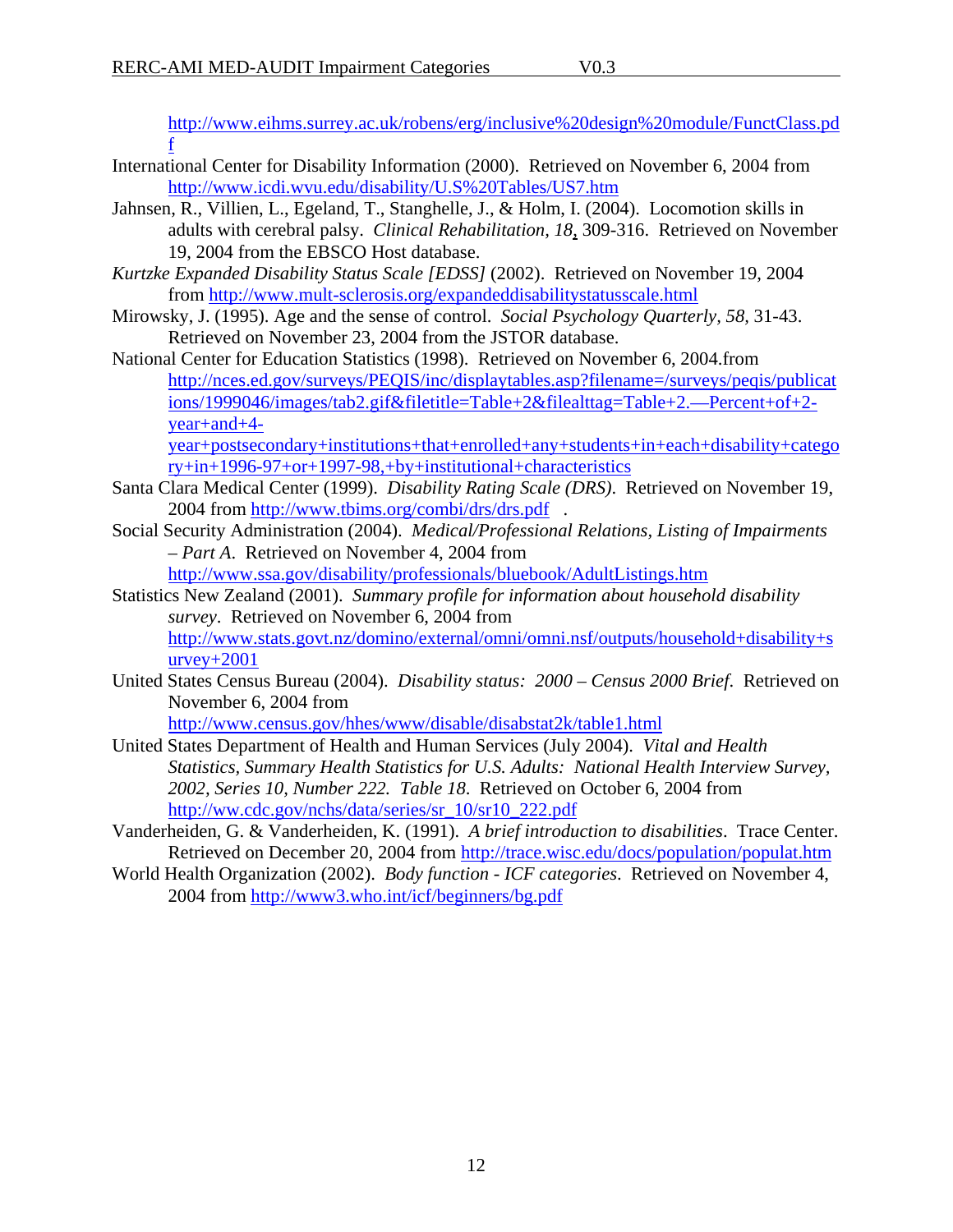http://www.eihms.surrey.ac.uk/robens/erg/inclusive%20design%20module/FunctClass.pdf

International Center for Disability Information (2000). Retrieved on November 6, 2004 from http://www.icdi.wvu.edu/disability/U.S%20Tables/US7.htm

Jahnsen, R., Villien, L., Egeland, T., Stanghelle, J., & Holm, I. (2004). Locomotion skills in adults with cerebral palsy. *Clinical Rehabilitation, 18*, 309-316. Retrieved on November 19, 2004 from the EBSCO Host database.

*Kurtzke Expanded Disability Status Scale [EDSS]* (2002). Retrieved on November 19, 2004 from http://www.mult-sclerosis.org/expandeddisabilitystatusscale.html

Mirowsky, J. (1995). Age and the sense of control. *Social Psychology Quarterly, 58,* 31-43. Retrieved on November 23, 2004 from the JSTOR database.

National Center for Education Statistics (1998). Retrieved on November 6, 2004.from http://nces.ed.gov/surveys/PEQIS/inc/displaytables.asp?filename=/surveys/peqis/publications/1999046/images/tab2.gif&filetitle=Table+2&filealttag=Table+2.—Percent+of+2-year+and+4-year+postsecondary+institutions+that+enrolled+any+students+in+each+disability+category+in+1996-97+or+1997-98,+by+institutional+characteristics

Santa Clara Medical Center (1999). *Disability Rating Scale (DRS)*. Retrieved on November 19, 2004 from http://www.tbims.org/combi/drs/drs.pdf .

Social Security Administration (2004). *Medical/Professional Relations, Listing of Impairments – Part A*. Retrieved on November 4, 2004 from http://www.ssa.gov/disability/professionals/bluebook/AdultListings.htm

Statistics New Zealand (2001). *Summary profile for information about household disability survey*. Retrieved on November 6, 2004 from http://www.stats.govt.nz/domino/external/omni/omni.nsf/outputs/household+disability+survey+2001

United States Census Bureau (2004). *Disability status: 2000 – Census 2000 Brief*. Retrieved on November 6, 2004 from http://www.census.gov/hhes/www/disable/disabstat2k/table1.html

United States Department of Health and Human Services (July 2004). *Vital and Health Statistics, Summary Health Statistics for U.S. Adults: National Health Interview Survey, 2002, Series 10, Number 222. Table 18*. Retrieved on October 6, 2004 from http://ww.cdc.gov/nchs/data/series/sr_10/sr10_222.pdf

Vanderheiden, G. & Vanderheiden, K. (1991). *A brief introduction to disabilities*. Trace Center. Retrieved on December 20, 2004 from http://trace.wisc.edu/docs/population/populat.htm

World Health Organization (2002). *Body function - ICF categories*. Retrieved on November 4, 2004 from http://www3.who.int/icf/beginners/bg.pdf